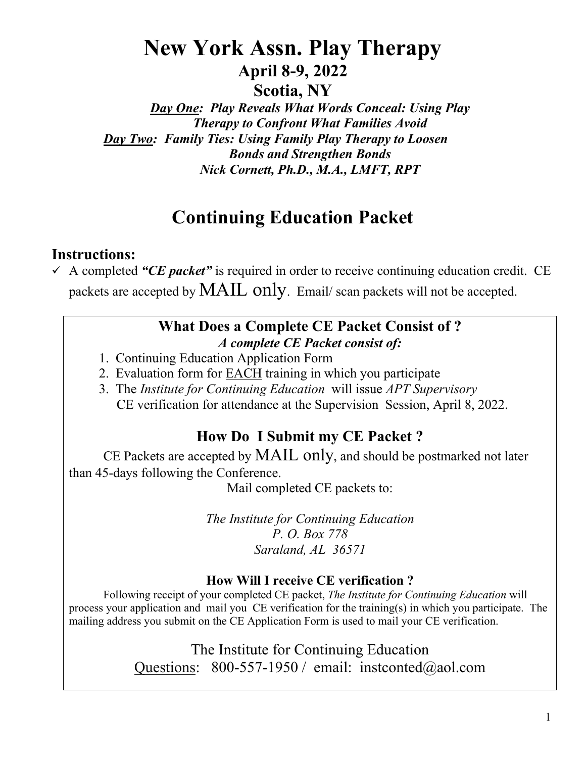# New York Assn. Play Therapy

## April 8-9, 2022

## Scotia, NY

***Day One*: *Play Reveals What Words Conceal: Using Play Therapy to Confront What Families Avoid***

***Day Two*: *Family Ties: Using Family Play Therapy to Loosen Bonds and Strengthen Bonds***

***Nick Cornett, Ph.D., M.A., LMFT, RPT***

# Continuing Education Packet

### Instructions:

✓ A completed ***"CE packet"*** is required in order to receive continuing education credit. CE packets are accepted by MAIL only. Email/ scan packets will not be accepted.

### What Does a Complete CE Packet Consist of ?

***A complete CE Packet consist of:***

1. Continuing Education Application Form
2. Evaluation form for EACH training in which you participate
3. The *Institute for Continuing Education* will issue *APT Supervisory* CE verification for attendance at the Supervision Session, April 8, 2022.

### How Do I Submit my CE Packet ?

CE Packets are accepted by MAIL only, and should be postmarked not later than 45-days following the Conference.

Mail completed CE packets to:

*The Institute for Continuing Education*
*P. O. Box 778*
*Saraland, AL 36571*

#### How Will I receive CE verification ?

Following receipt of your completed CE packet, *The Institute for Continuing Education* will process your application and mail you CE verification for the training(s) in which you participate. The mailing address you submit on the CE Application Form is used to mail your CE verification.

The Institute for Continuing Education
Questions: 800-557-1950 / email: instconted@aol.com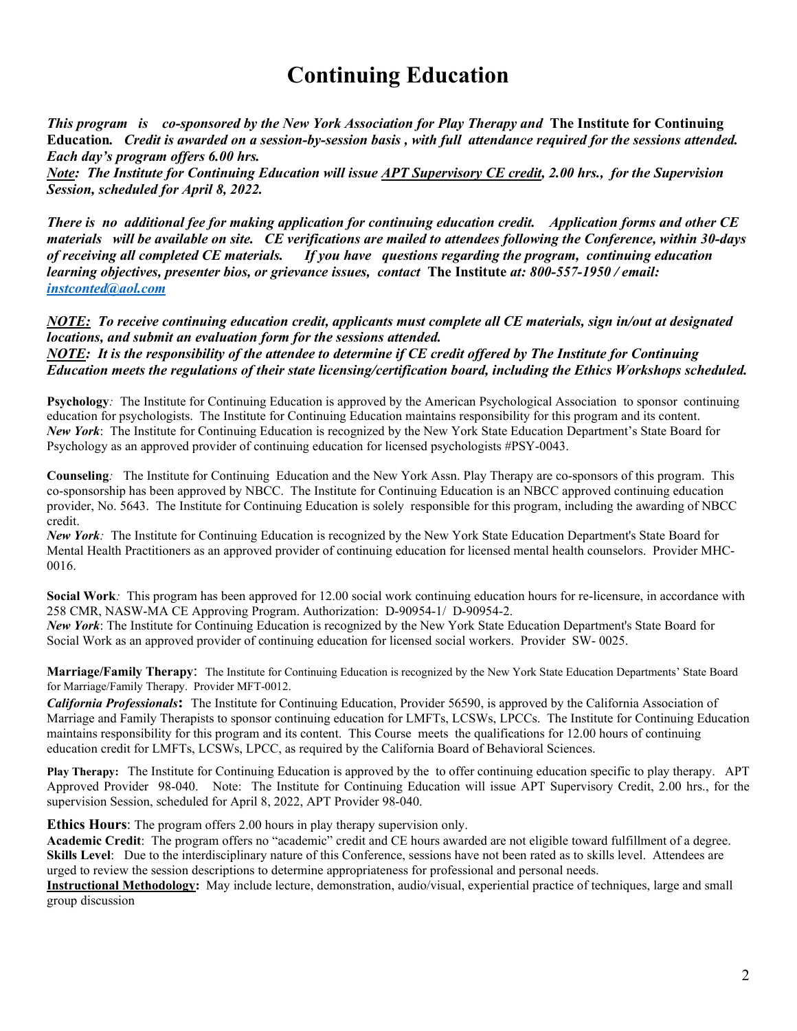# Continuing Education

***This program is co-sponsored by the New York Association for Play Therapy and* The Institute for Continuing Education*. Credit is awarded on a session-by-session basis , with full attendance required for the sessions attended. Each day's program offers 6.00 hrs.***
***Note: The Institute for Continuing Education will issue APT Supervisory CE credit, 2.00 hrs., for the Supervision Session, scheduled for April 8, 2022.***

***There is no additional fee for making application for continuing education credit. Application forms and other CE materials will be available on site. CE verifications are mailed to attendees following the Conference, within 30-days of receiving all completed CE materials. If you have questions regarding the program, continuing education learning objectives, presenter bios, or grievance issues, contact* The Institute *at: 800-557-1950 / email: instconted@aol.com***

***NOTE: To receive continuing education credit, applicants must complete all CE materials, sign in/out at designated locations, and submit an evaluation form for the sessions attended.***
***NOTE: It is the responsibility of the attendee to determine if CE credit offered by The Institute for Continuing Education meets the regulations of their state licensing/certification board, including the Ethics Workshops scheduled.***

**Psychology***:* The Institute for Continuing Education is approved by the American Psychological Association to sponsor continuing education for psychologists. The Institute for Continuing Education maintains responsibility for this program and its content.
***New York***: The Institute for Continuing Education is recognized by the New York State Education Department's State Board for Psychology as an approved provider of continuing education for licensed psychologists #PSY-0043.

**Counseling***:* The Institute for Continuing Education and the New York Assn. Play Therapy are co-sponsors of this program. This co-sponsorship has been approved by NBCC. The Institute for Continuing Education is an NBCC approved continuing education provider, No. 5643. The Institute for Continuing Education is solely responsible for this program, including the awarding of NBCC credit.
***New York****:* The Institute for Continuing Education is recognized by the New York State Education Department's State Board for Mental Health Practitioners as an approved provider of continuing education for licensed mental health counselors. Provider MHC-0016.

**Social Work***:* This program has been approved for 12.00 social work continuing education hours for re-licensure, in accordance with 258 CMR, NASW-MA CE Approving Program. Authorization: D-90954-1/ D-90954-2.
***New York***: The Institute for Continuing Education is recognized by the New York State Education Department's State Board for Social Work as an approved provider of continuing education for licensed social workers. Provider SW- 0025.

**Marriage/Family Therapy**: The Institute for Continuing Education is recognized by the New York State Education Departments' State Board for Marriage/Family Therapy. Provider MFT-0012.
***California Professionals*****:** The Institute for Continuing Education, Provider 56590, is approved by the California Association of Marriage and Family Therapists to sponsor continuing education for LMFTs, LCSWs, LPCCs. The Institute for Continuing Education maintains responsibility for this program and its content. This Course meets the qualifications for 12.00 hours of continuing education credit for LMFTs, LCSWs, LPCC, as required by the California Board of Behavioral Sciences.

**Play Therapy:** The Institute for Continuing Education is approved by the to offer continuing education specific to play therapy. APT Approved Provider 98-040. Note: The Institute for Continuing Education will issue APT Supervisory Credit, 2.00 hrs., for the supervision Session, scheduled for April 8, 2022, APT Provider 98-040.

**Ethics Hours**: The program offers 2.00 hours in play therapy supervision only.
**Academic Credit**: The program offers no "academic" credit and CE hours awarded are not eligible toward fulfillment of a degree.
**Skills Level**: Due to the interdisciplinary nature of this Conference, sessions have not been rated as to skills level. Attendees are urged to review the session descriptions to determine appropriateness for professional and personal needs.
**Instructional Methodology:** May include lecture, demonstration, audio/visual, experiential practice of techniques, large and small group discussion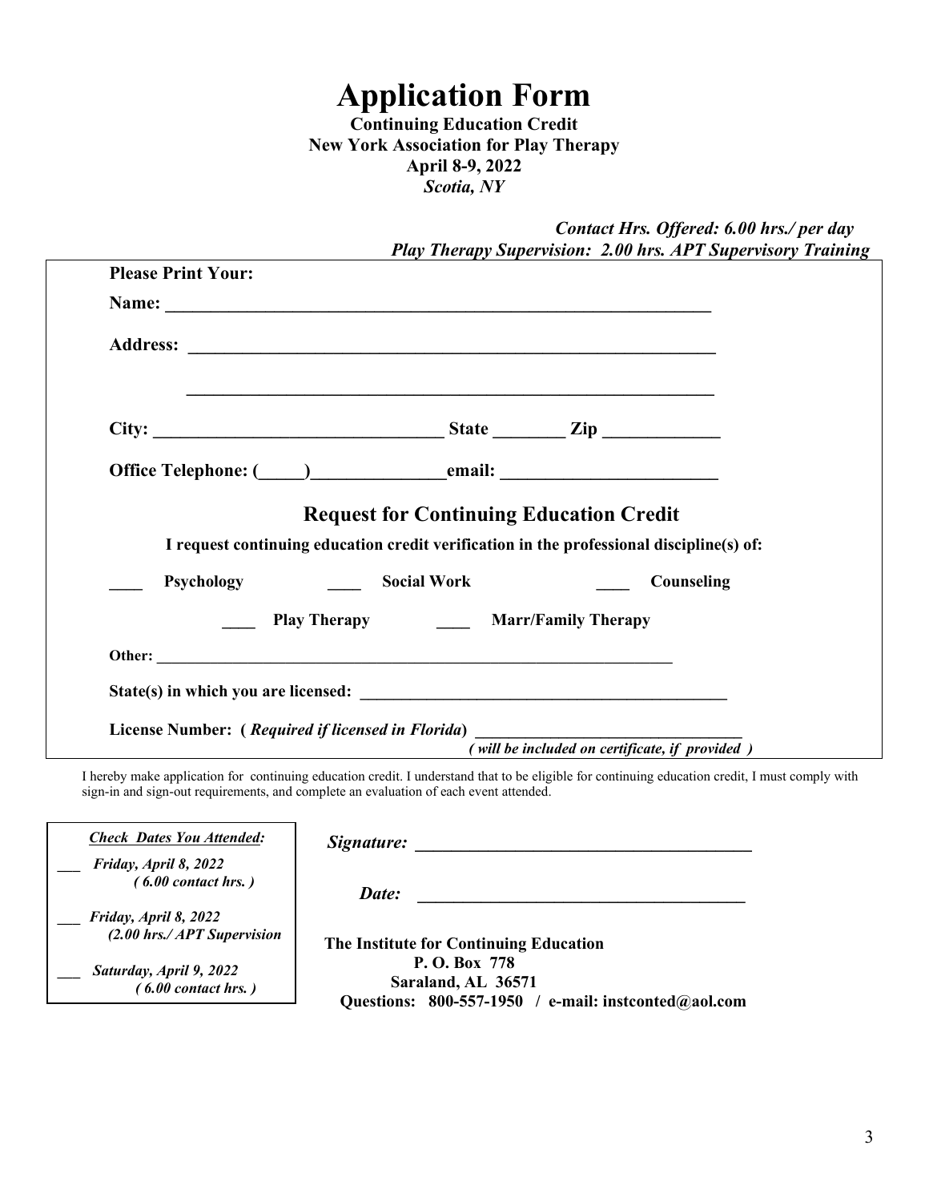# Application Form

**Continuing Education Credit**
**New York Association for Play Therapy**
**April 8-9, 2022**
***Scotia, NY***

***Contact Hrs. Offered: 6.00 hrs./ per day***
***Play Therapy Supervision: 2.00 hrs. APT Supervisory Training***

**Please Print Your:**

**Name:** ______________________________________________________________

**Address:** ____________________________________________________________

______________________________________________________________

**City:** _______________________________ **State** ________ **Zip** _____________

**Office Telephone: (\_\_\_\_\_)**_______________**email:** ________________________

## Request for Continuing Education Credit

**I request continuing education credit verification in the professional discipline(s) of:**

____ **Psychology** ____ **Social Work** ____ **Counseling**

____ **Play Therapy** ____ **Marr/Family Therapy**

**Other:** ______________________________________________________________

**State(s) in which you are licensed:** ____________________________________________

**License Number: (** ***Required if licensed in Florida*****)** _______________________________
*( will be included on certificate, if provided )*

I hereby make application for continuing education credit. I understand that to be eligible for continuing education credit, I must comply with sign-in and sign-out requirements, and complete an evaluation of each event attended.

***Check Dates You Attended:***

___ ***Friday, April 8, 2022***
***( 6.00 contact hrs. )***

___ ***Friday, April 8, 2022***
***(2.00 hrs./ APT Supervision***

___ ***Saturday, April 9, 2022***
***( 6.00 contact hrs. )***

***Signature:*** ______________________________________

***Date:*** ______________________________________

**The Institute for Continuing Education**
**P. O. Box 778**
**Saraland, AL 36571**
**Questions: 800-557-1950 / e-mail: instconted@aol.com**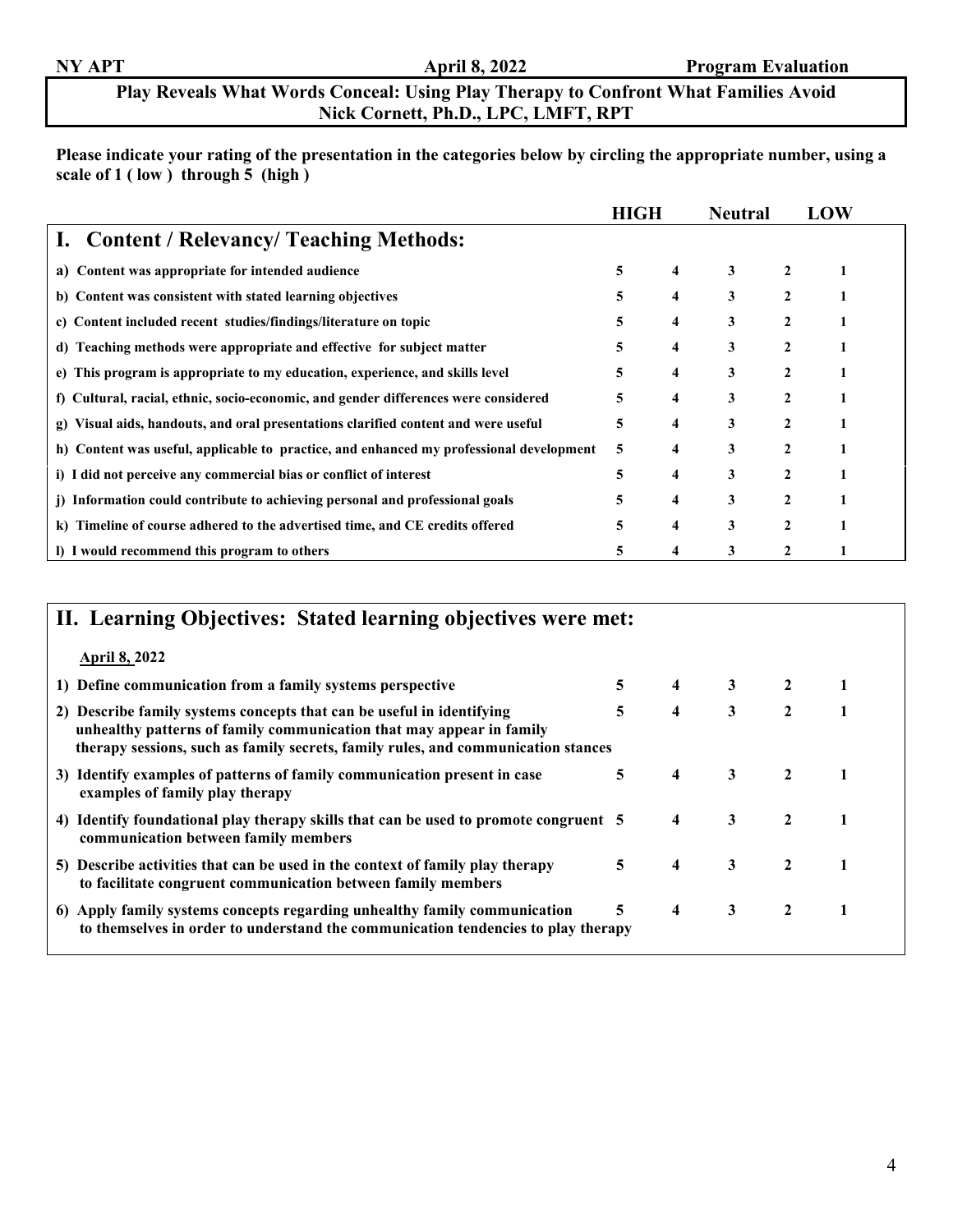**NY APT** **April 8, 2022** **Program Evaluation**

## Play Reveals What Words Conceal: Using Play Therapy to Confront What Families Avoid
### Nick Cornett, Ph.D., LPC, LMFT, RPT

**Please indicate your rating of the presentation in the categories below by circling the appropriate number, using a scale of 1 ( low ) through 5 (high )**

| | HIGH | | Neutral | | LOW |
|---|---|---|---|---|---|
| **I. Content / Relevancy/ Teaching Methods:** | | | | | |
| a) Content was appropriate for intended audience | 5 | 4 | 3 | 2 | 1 |
| b) Content was consistent with stated learning objectives | 5 | 4 | 3 | 2 | 1 |
| c) Content included recent studies/findings/literature on topic | 5 | 4 | 3 | 2 | 1 |
| d) Teaching methods were appropriate and effective for subject matter | 5 | 4 | 3 | 2 | 1 |
| e) This program is appropriate to my education, experience, and skills level | 5 | 4 | 3 | 2 | 1 |
| f) Cultural, racial, ethnic, socio-economic, and gender differences were considered | 5 | 4 | 3 | 2 | 1 |
| g) Visual aids, handouts, and oral presentations clarified content and were useful | 5 | 4 | 3 | 2 | 1 |
| h) Content was useful, applicable to practice, and enhanced my professional development | 5 | 4 | 3 | 2 | 1 |
| i) I did not perceive any commercial bias or conflict of interest | 5 | 4 | 3 | 2 | 1 |
| j) Information could contribute to achieving personal and professional goals | 5 | 4 | 3 | 2 | 1 |
| k) Timeline of course adhered to the advertised time, and CE credits offered | 5 | 4 | 3 | 2 | 1 |
| l) I would recommend this program to others | 5 | 4 | 3 | 2 | 1 |

| **II. Learning Objectives: Stated learning objectives were met:** | | | | | |
|---|---|---|---|---|---|
| **April 8, 2022** | | | | | |
| 1) Define communication from a family systems perspective | 5 | 4 | 3 | 2 | 1 |
| 2) Describe family systems concepts that can be useful in identifying unhealthy patterns of family communication that may appear in family therapy sessions, such as family secrets, family rules, and communication stances | 5 | 4 | 3 | 2 | 1 |
| 3) Identify examples of patterns of family communication present in case examples of family play therapy | 5 | 4 | 3 | 2 | 1 |
| 4) Identify foundational play therapy skills that can be used to promote congruent communication between family members | 5 | 4 | 3 | 2 | 1 |
| 5) Describe activities that can be used in the context of family play therapy to facilitate congruent communication between family members | 5 | 4 | 3 | 2 | 1 |
| 6) Apply family systems concepts regarding unhealthy family communication to themselves in order to understand the communication tendencies to play therapy | 5 | 4 | 3 | 2 | 1 |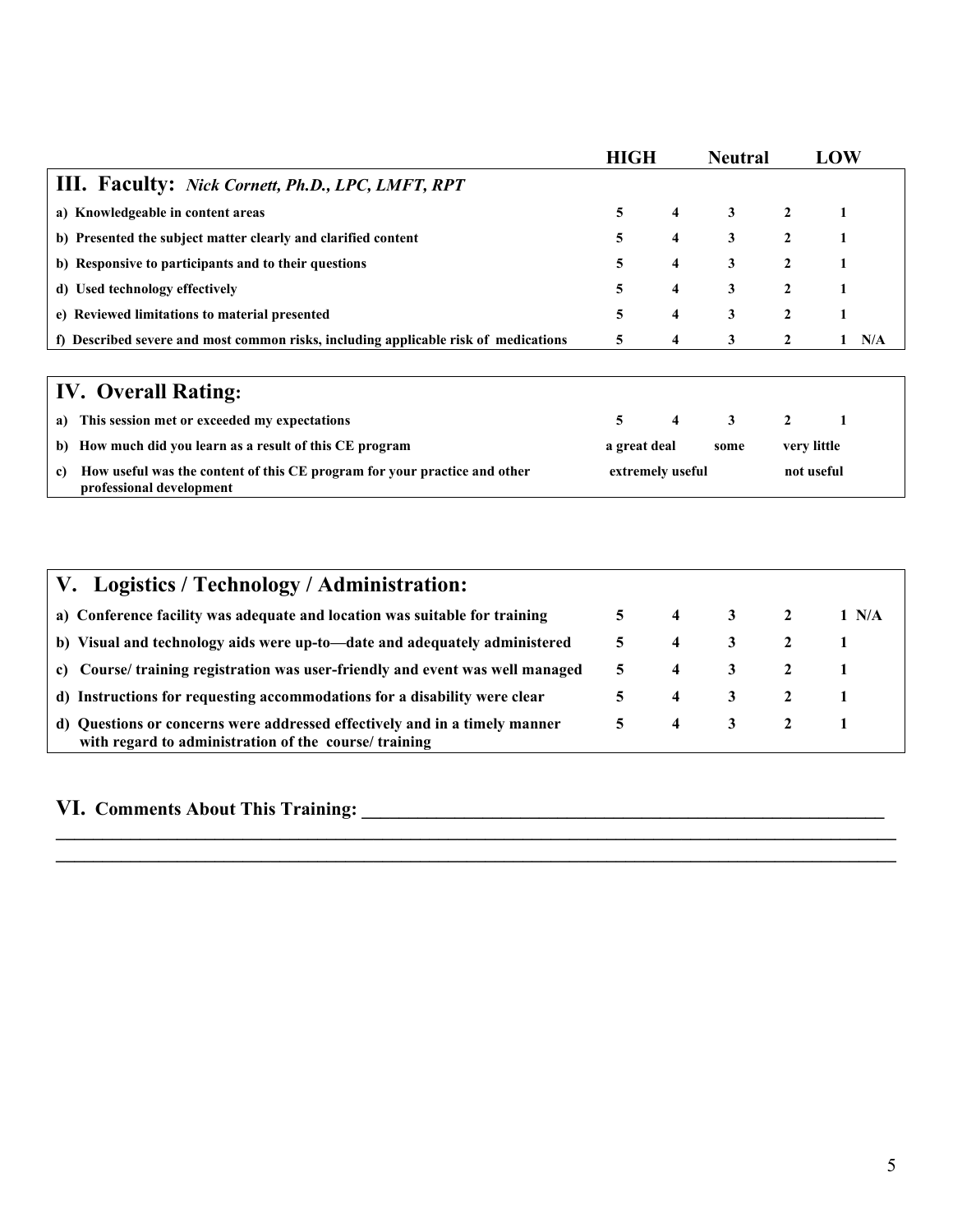| | HIGH | | Neutral | | LOW | |
|---|---|---|---|---|---|---|
| **III. Faculty:** ***Nick Cornett, Ph.D., LPC, LMFT, RPT*** | | | | | | |
| **a) Knowledgeable in content areas** | 5 | 4 | 3 | 2 | 1 | |
| **b) Presented the subject matter clearly and clarified content** | 5 | 4 | 3 | 2 | 1 | |
| **b) Responsive to participants and to their questions** | 5 | 4 | 3 | 2 | 1 | |
| **d) Used technology effectively** | 5 | 4 | 3 | 2 | 1 | |
| **e) Reviewed limitations to material presented** | 5 | 4 | 3 | 2 | 1 | |
| **f) Described severe and most common risks, including applicable risk of medications** | 5 | 4 | 3 | 2 | 1 | N/A |

| **IV. Overall Rating:** | | | | | |
|---|---|---|---|---|---|
| **a) This session met or exceeded my expectations** | 5 | 4 | 3 | 2 | 1 |
| **b) How much did you learn as a result of this CE program** | a great deal | | some | very little | |
| **c) How useful was the content of this CE program for your practice and other professional development** | extremely useful | | | not useful | |

| **V. Logistics / Technology / Administration:** | | | | | | |
|---|---|---|---|---|---|---|
| **a) Conference facility was adequate and location was suitable for training** | 5 | 4 | 3 | 2 | 1 | N/A |
| **b) Visual and technology aids were up-to—date and adequately administered** | 5 | 4 | 3 | 2 | 1 | |
| **c) Course/ training registration was user-friendly and event was well managed** | 5 | 4 | 3 | 2 | 1 | |
| **d) Instructions for requesting accommodations for a disability were clear** | 5 | 4 | 3 | 2 | 1 | |
| **d) Questions or concerns were addressed effectively and in a timely manner with regard to administration of the course/ training** | 5 | 4 | 3 | 2 | 1 | |

**VI. Comments About This Training:** ____________________________________________________________

____________________________________________________________________________________________

____________________________________________________________________________________________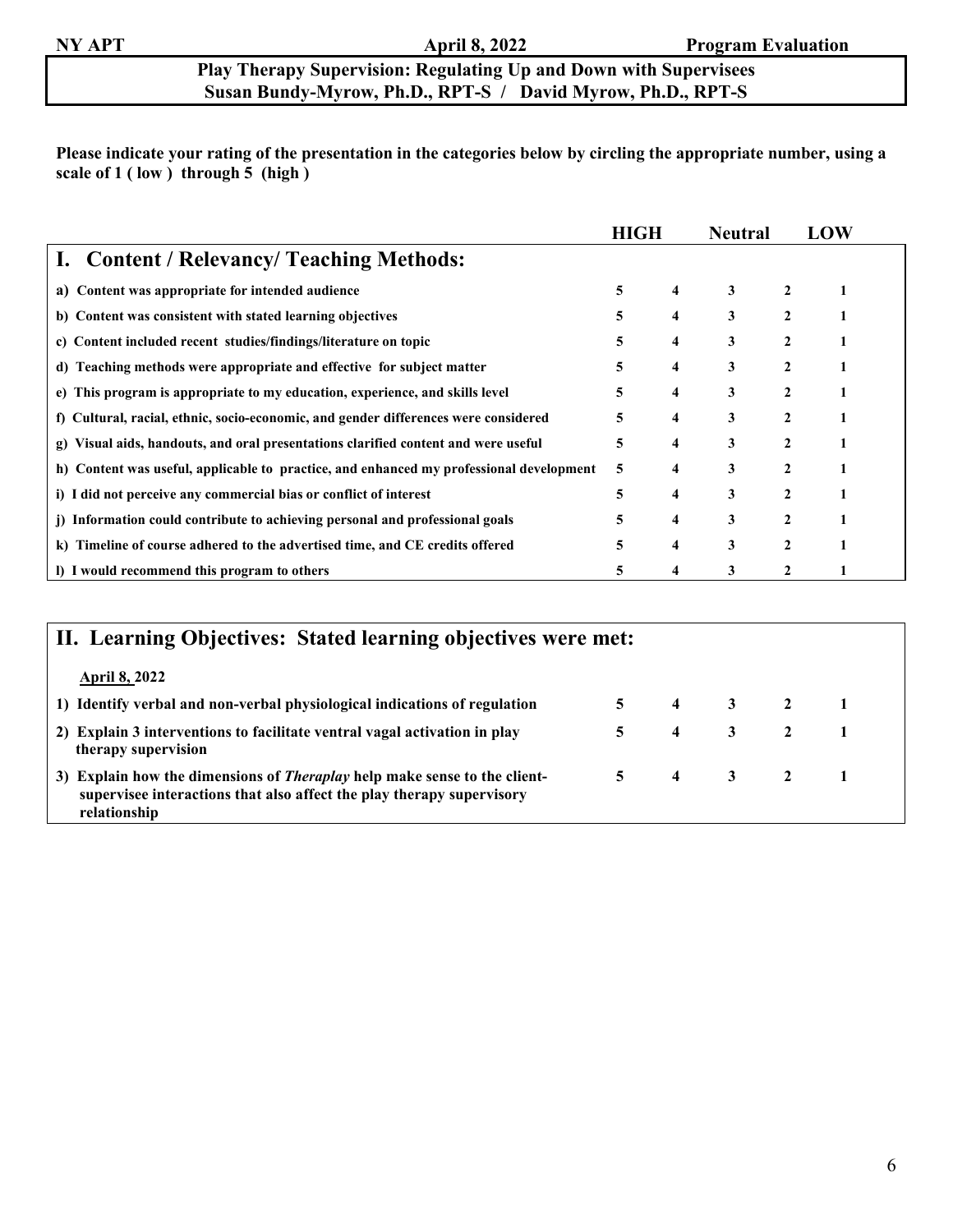**NY APT** **April 8, 2022** **Program Evaluation**

## Play Therapy Supervision: Regulating Up and Down with Supervisees
### Susan Bundy-Myrow, Ph.D., RPT-S / David Myrow, Ph.D., RPT-S

**Please indicate your rating of the presentation in the categories below by circling the appropriate number, using a scale of 1 ( low ) through 5 (high )**

| | HIGH | | Neutral | | LOW |
|---|---|---|---|---|---|
| **I. Content / Relevancy/ Teaching Methods:** | | | | | |
| a) Content was appropriate for intended audience | 5 | 4 | 3 | 2 | 1 |
| b) Content was consistent with stated learning objectives | 5 | 4 | 3 | 2 | 1 |
| c) Content included recent studies/findings/literature on topic | 5 | 4 | 3 | 2 | 1 |
| d) Teaching methods were appropriate and effective for subject matter | 5 | 4 | 3 | 2 | 1 |
| e) This program is appropriate to my education, experience, and skills level | 5 | 4 | 3 | 2 | 1 |
| f) Cultural, racial, ethnic, socio-economic, and gender differences were considered | 5 | 4 | 3 | 2 | 1 |
| g) Visual aids, handouts, and oral presentations clarified content and were useful | 5 | 4 | 3 | 2 | 1 |
| h) Content was useful, applicable to practice, and enhanced my professional development | 5 | 4 | 3 | 2 | 1 |
| i) I did not perceive any commercial bias or conflict of interest | 5 | 4 | 3 | 2 | 1 |
| j) Information could contribute to achieving personal and professional goals | 5 | 4 | 3 | 2 | 1 |
| k) Timeline of course adhered to the advertised time, and CE credits offered | 5 | 4 | 3 | 2 | 1 |
| l) I would recommend this program to others | 5 | 4 | 3 | 2 | 1 |

| **II. Learning Objectives: Stated learning objectives were met:** | | | | | |
|---|---|---|---|---|---|
| **April 8, 2022** | | | | | |
| 1) Identify verbal and non-verbal physiological indications of regulation | 5 | 4 | 3 | 2 | 1 |
| 2) Explain 3 interventions to facilitate ventral vagal activation in play therapy supervision | 5 | 4 | 3 | 2 | 1 |
| 3) Explain how the dimensions of *Theraplay* help make sense to the client-supervisee interactions that also affect the play therapy supervisory relationship | 5 | 4 | 3 | 2 | 1 |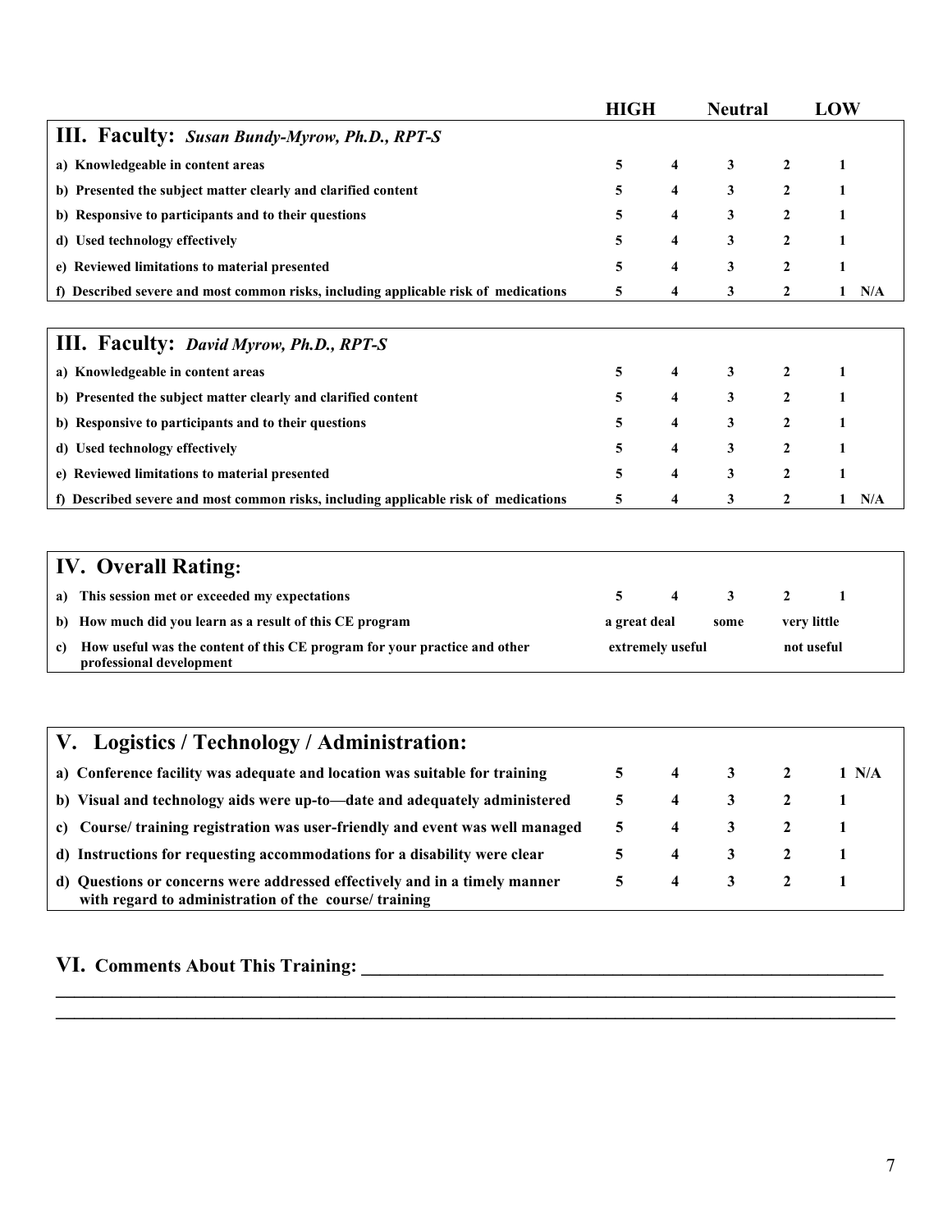| | HIGH | | Neutral | | LOW |
|---|---|---|---|---|---|
| **III. Faculty:** ***Susan Bundy-Myrow, Ph.D., RPT-S*** | | | | | |
| a) Knowledgeable in content areas | 5 | 4 | 3 | 2 | 1 |
| b) Presented the subject matter clearly and clarified content | 5 | 4 | 3 | 2 | 1 |
| b) Responsive to participants and to their questions | 5 | 4 | 3 | 2 | 1 |
| d) Used technology effectively | 5 | 4 | 3 | 2 | 1 |
| e) Reviewed limitations to material presented | 5 | 4 | 3 | 2 | 1 |
| f) Described severe and most common risks, including applicable risk of medications | 5 | 4 | 3 | 2 | 1 N/A |

| **III. Faculty:** ***David Myrow, Ph.D., RPT-S*** | | | | | |
|---|---|---|---|---|---|
| a) Knowledgeable in content areas | 5 | 4 | 3 | 2 | 1 |
| b) Presented the subject matter clearly and clarified content | 5 | 4 | 3 | 2 | 1 |
| b) Responsive to participants and to their questions | 5 | 4 | 3 | 2 | 1 |
| d) Used technology effectively | 5 | 4 | 3 | 2 | 1 |
| e) Reviewed limitations to material presented | 5 | 4 | 3 | 2 | 1 |
| f) Described severe and most common risks, including applicable risk of medications | 5 | 4 | 3 | 2 | 1 N/A |

| **IV. Overall Rating:** | | | | | |
|---|---|---|---|---|---|
| a) This session met or exceeded my expectations | 5 | 4 | 3 | 2 | 1 |
| b) How much did you learn as a result of this CE program | a great deal | | some | very little | |
| c) How useful was the content of this CE program for your practice and other professional development | extremely useful | | | not useful | |

| **V. Logistics / Technology / Administration:** | | | | | |
|---|---|---|---|---|---|
| a) Conference facility was adequate and location was suitable for training | 5 | 4 | 3 | 2 | 1 N/A |
| b) Visual and technology aids were up-to—date and adequately administered | 5 | 4 | 3 | 2 | 1 |
| c) Course/ training registration was user-friendly and event was well managed | 5 | 4 | 3 | 2 | 1 |
| d) Instructions for requesting accommodations for a disability were clear | 5 | 4 | 3 | 2 | 1 |
| d) Questions or concerns were addressed effectively and in a timely manner with regard to administration of the course/ training | 5 | 4 | 3 | 2 | 1 |

**VI. Comments About This Training:** ____________________________________________________________

______________________________________________________________________________________________

______________________________________________________________________________________________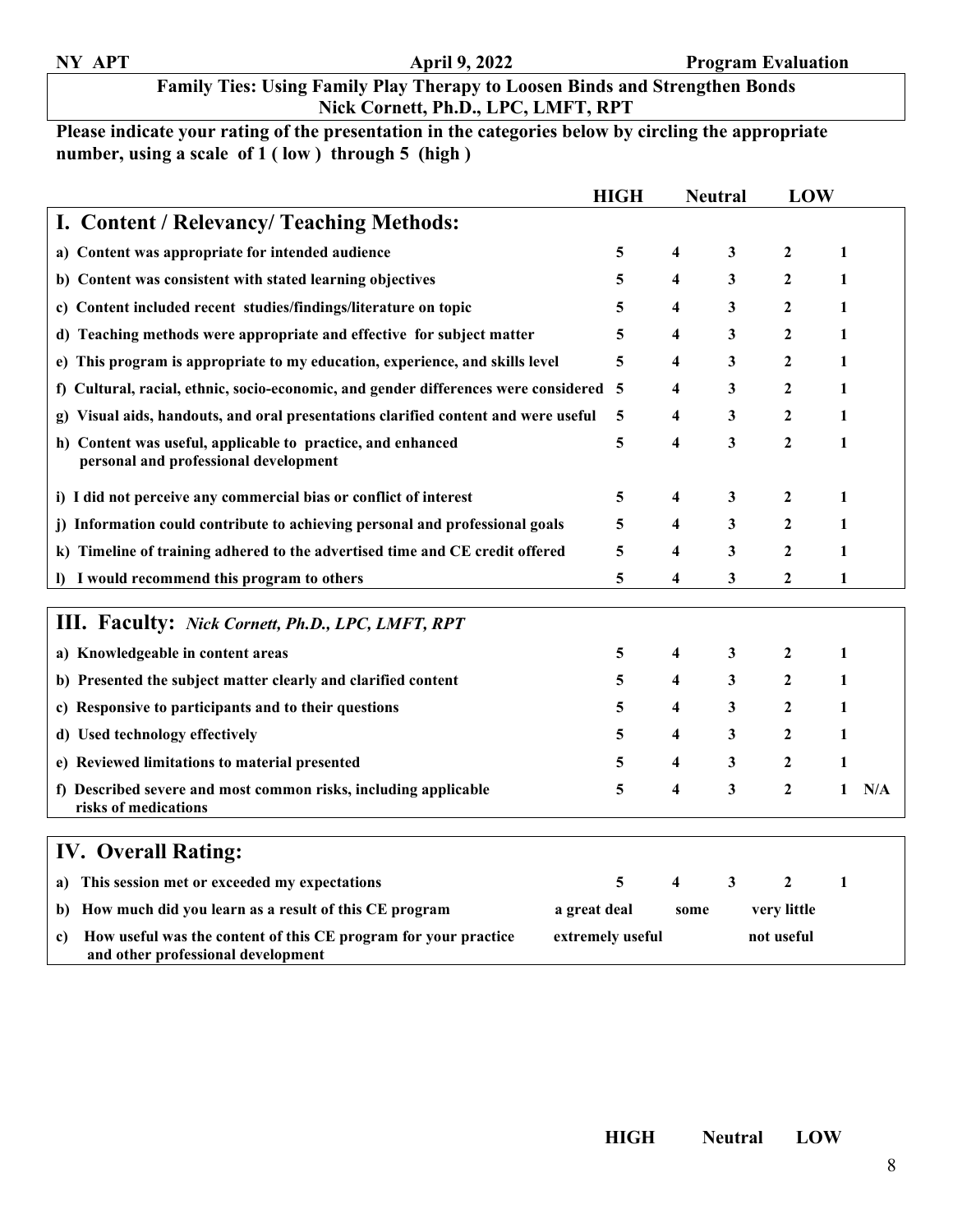**NY APT** **April 9, 2022** **Program Evaluation**

**Family Ties: Using Family Play Therapy to Loosen Binds and Strengthen Bonds**
**Nick Cornett, Ph.D., LPC, LMFT, RPT**

**Please indicate your rating of the presentation in the categories below by circling the appropriate number, using a scale of 1 ( low ) through 5 (high )**

| | HIGH | | Neutral | | LOW | |
|---|---|---|---|---|---|---|
| **I. Content / Relevancy/ Teaching Methods:** | | | | | | |
| a) Content was appropriate for intended audience | 5 | 4 | 3 | 2 | 1 | |
| b) Content was consistent with stated learning objectives | 5 | 4 | 3 | 2 | 1 | |
| c) Content included recent studies/findings/literature on topic | 5 | 4 | 3 | 2 | 1 | |
| d) Teaching methods were appropriate and effective for subject matter | 5 | 4 | 3 | 2 | 1 | |
| e) This program is appropriate to my education, experience, and skills level | 5 | 4 | 3 | 2 | 1 | |
| f) Cultural, racial, ethnic, socio-economic, and gender differences were considered | 5 | 4 | 3 | 2 | 1 | |
| g) Visual aids, handouts, and oral presentations clarified content and were useful | 5 | 4 | 3 | 2 | 1 | |
| h) Content was useful, applicable to practice, and enhanced personal and professional development | 5 | 4 | 3 | 2 | 1 | |
| i) I did not perceive any commercial bias or conflict of interest | 5 | 4 | 3 | 2 | 1 | |
| j) Information could contribute to achieving personal and professional goals | 5 | 4 | 3 | 2 | 1 | |
| k) Timeline of training adhered to the advertised time and CE credit offered | 5 | 4 | 3 | 2 | 1 | |
| l) I would recommend this program to others | 5 | 4 | 3 | 2 | 1 | |

| | | | | | | |
|---|---|---|---|---|---|---|
| **III. Faculty:** ***Nick Cornett, Ph.D., LPC, LMFT, RPT*** | | | | | | |
| a) Knowledgeable in content areas | 5 | 4 | 3 | 2 | 1 | |
| b) Presented the subject matter clearly and clarified content | 5 | 4 | 3 | 2 | 1 | |
| c) Responsive to participants and to their questions | 5 | 4 | 3 | 2 | 1 | |
| d) Used technology effectively | 5 | 4 | 3 | 2 | 1 | |
| e) Reviewed limitations to material presented | 5 | 4 | 3 | 2 | 1 | |
| f) Described severe and most common risks, including applicable risks of medications | 5 | 4 | 3 | 2 | 1 | N/A |

| | | | | | |
|---|---|---|---|---|---|
| **IV. Overall Rating:** | | | | | |
| a) This session met or exceeded my expectations | 5 | 4 | 3 | 2 | 1 |
| b) How much did you learn as a result of this CE program | a great deal | some | | very little | |
| c) How useful was the content of this CE program for your practice and other professional development | extremely useful | | | not useful | |

**HIGH** **Neutral** **LOW**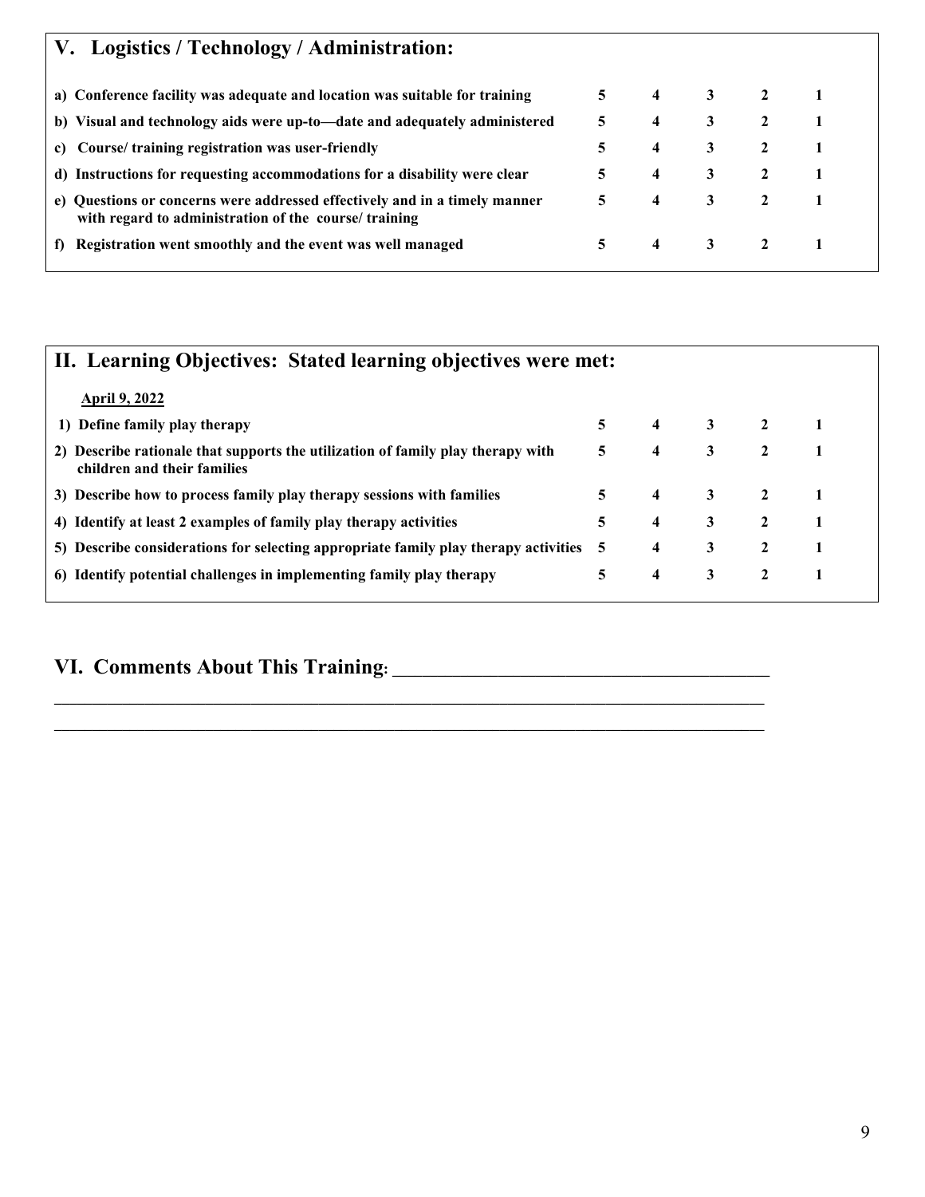## V. Logistics / Technology / Administration:

| | | | | | |
|---|---|---|---|---|---|
| a) Conference facility was adequate and location was suitable for training | 5 | 4 | 3 | 2 | 1 |
| b) Visual and technology aids were up-to—date and adequately administered | 5 | 4 | 3 | 2 | 1 |
| c) Course/ training registration was user-friendly | 5 | 4 | 3 | 2 | 1 |
| d) Instructions for requesting accommodations for a disability were clear | 5 | 4 | 3 | 2 | 1 |
| e) Questions or concerns were addressed effectively and in a timely manner with regard to administration of the course/ training | 5 | 4 | 3 | 2 | 1 |
| f) Registration went smoothly and the event was well managed | 5 | 4 | 3 | 2 | 1 |

## II. Learning Objectives: Stated learning objectives were met:

**April 9, 2022**

| | | | | | |
|---|---|---|---|---|---|
| 1) Define family play therapy | 5 | 4 | 3 | 2 | 1 |
| 2) Describe rationale that supports the utilization of family play therapy with children and their families | 5 | 4 | 3 | 2 | 1 |
| 3) Describe how to process family play therapy sessions with families | 5 | 4 | 3 | 2 | 1 |
| 4) Identify at least 2 examples of family play therapy activities | 5 | 4 | 3 | 2 | 1 |
| 5) Describe considerations for selecting appropriate family play therapy activities | 5 | 4 | 3 | 2 | 1 |
| 6) Identify potential challenges in implementing family play therapy | 5 | 4 | 3 | 2 | 1 |

## VI. Comments About This Training: ______________________________________

______________________________________________________________________________

______________________________________________________________________________